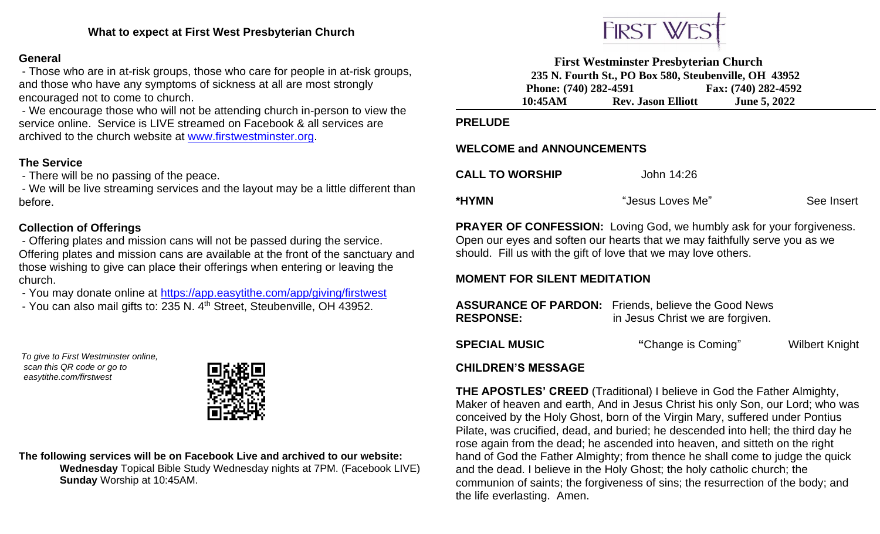## What to expect at First West Presbyterian Church

### General

- Those who are in at-risk groups, those who care for people in at-risk groups, and those who have any symptoms of sickness at all are most strongly encouraged not to come to church.
- We encourage those who will not be attending church in-person to view the service online. Service is LIVE streamed on Facebook & all services are archived to the church website at www.firstwestminster.org.

### The Service

- There will be no passing of the peace.
- We will be live streaming services and the layout may be a little different than before.

### Collection of Offerings

- Offering plates and mission cans will not be passed during the service. Offering plates and mission cans are available at the front of the sanctuary and those wishing to give can place their offerings when entering or leaving the church.
- You may donate online at https://app.easytithe.com/app/giving/firstwest
- You can also mail gifts to: 235 N. 4th Street, Steubenville, OH 43952.

*To give to First Westminster online, scan this QR code or go to easytithe.com/firstwest*

**The following services will be on Facebook Live and archived to our website:**

**Wednesday** Topical Bible Study Wednesday nights at 7PM. (Facebook LIVE)
**Sunday** Worship at 10:45AM.

FIRST WEST

**First Westminster Presbyterian Church**
**235 N. Fourth St., PO Box 580, Steubenville, OH 43952**
**Phone: (740) 282-4591** **Fax: (740) 282-4592**
**10:45AM** **Rev. Jason Elliott** **June 5, 2022**

**PRELUDE**

**WELCOME and ANNOUNCEMENTS**

**CALL TO WORSHIP** John 14:26

**\*HYMN** "Jesus Loves Me" See Insert

**PRAYER OF CONFESSION:** Loving God, we humbly ask for your forgiveness. Open our eyes and soften our hearts that we may faithfully serve you as we should. Fill us with the gift of love that we may love others.

**MOMENT FOR SILENT MEDITATION**

**ASSURANCE OF PARDON:** Friends, believe the Good News
**RESPONSE:** in Jesus Christ we are forgiven.

**SPECIAL MUSIC** "Change is Coming" Wilbert Knight

**CHILDREN'S MESSAGE**

**THE APOSTLES' CREED** (Traditional) I believe in God the Father Almighty, Maker of heaven and earth, And in Jesus Christ his only Son, our Lord; who was conceived by the Holy Ghost, born of the Virgin Mary, suffered under Pontius Pilate, was crucified, dead, and buried; he descended into hell; the third day he rose again from the dead; he ascended into heaven, and sitteth on the right hand of God the Father Almighty; from thence he shall come to judge the quick and the dead. I believe in the Holy Ghost; the holy catholic church; the communion of saints; the forgiveness of sins; the resurrection of the body; and the life everlasting. Amen.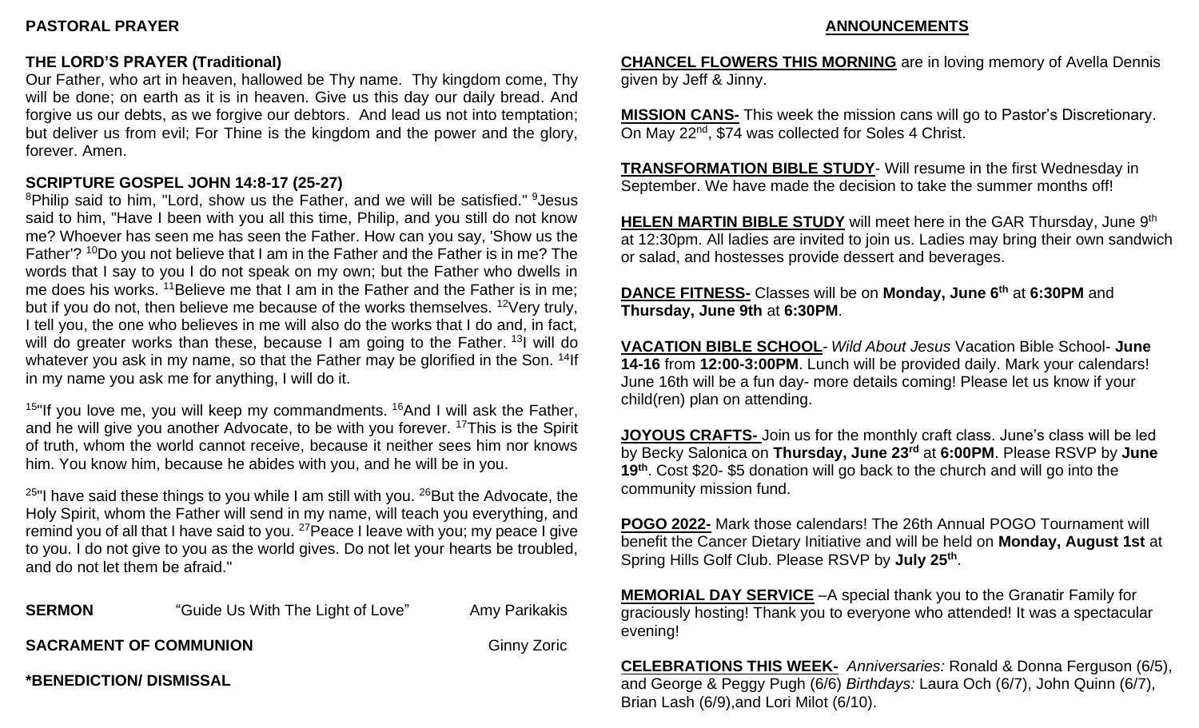**PASTORAL PRAYER**

**THE LORD'S PRAYER (Traditional)**

Our Father, who art in heaven, hallowed be Thy name. Thy kingdom come, Thy will be done; on earth as it is in heaven. Give us this day our daily bread. And forgive us our debts, as we forgive our debtors. And lead us not into temptation; but deliver us from evil; For Thine is the kingdom and the power and the glory, forever. Amen.

**SCRIPTURE GOSPEL JOHN 14:8-17 (25-27)**

[8]Philip said to him, "Lord, show us the Father, and we will be satisfied." [9]Jesus said to him, "Have I been with you all this time, Philip, and you still do not know me? Whoever has seen me has seen the Father. How can you say, 'Show us the Father'? [10]Do you not believe that I am in the Father and the Father is in me? The words that I say to you I do not speak on my own; but the Father who dwells in me does his works. [11]Believe me that I am in the Father and the Father is in me; but if you do not, then believe me because of the works themselves. [12]Very truly, I tell you, the one who believes in me will also do the works that I do and, in fact, will do greater works than these, because I am going to the Father. [13]I will do whatever you ask in my name, so that the Father may be glorified in the Son. [14]If in my name you ask me for anything, I will do it.

[15]"If you love me, you will keep my commandments. [16]And I will ask the Father, and he will give you another Advocate, to be with you forever. [17]This is the Spirit of truth, whom the world cannot receive, because it neither sees him nor knows him. You know him, because he abides with you, and he will be in you.

[25]"I have said these things to you while I am still with you. [26]But the Advocate, the Holy Spirit, whom the Father will send in my name, will teach you everything, and remind you of all that I have said to you. [27]Peace I leave with you; my peace I give to you. I do not give to you as the world gives. Do not let your hearts be troubled, and do not let them be afraid."

**SERMON** "Guide Us With The Light of Love" Amy Parikakis

**SACRAMENT OF COMMUNION** Ginny Zoric

***BENEDICTION/ DISMISSAL**

## ANNOUNCEMENTS

**CHANCEL FLOWERS THIS MORNING** are in loving memory of Avella Dennis given by Jeff & Jinny.

**MISSION CANS-** This week the mission cans will go to Pastor's Discretionary. On May 22nd, $74 was collected for Soles 4 Christ.

**TRANSFORMATION BIBLE STUDY**- Will resume in the first Wednesday in September. We have made the decision to take the summer months off!

**HELEN MARTIN BIBLE STUDY** will meet here in the GAR Thursday, June 9th at 12:30pm. All ladies are invited to join us. Ladies may bring their own sandwich or salad, and hostesses provide dessert and beverages.

**DANCE FITNESS-** Classes will be on **Monday, June 6th** at **6:30PM** and **Thursday, June 9th** at **6:30PM**.

**VACATION BIBLE SCHOOL**- *Wild About Jesus* Vacation Bible School- **June 14-16** from **12:00-3:00PM**. Lunch will be provided daily. Mark your calendars! June 16th will be a fun day- more details coming! Please let us know if your child(ren) plan on attending.

**JOYOUS CRAFTS-** Join us for the monthly craft class. June's class will be led by Becky Salonica on **Thursday, June 23rd** at **6:00PM**. Please RSVP by **June 19th**. Cost $20- $5 donation will go back to the church and will go into the community mission fund.

**POGO 2022-** Mark those calendars! The 26th Annual POGO Tournament will benefit the Cancer Dietary Initiative and will be held on **Monday, August 1st** at Spring Hills Golf Club. Please RSVP by **July 25th**.

**MEMORIAL DAY SERVICE** –A special thank you to the Granatir Family for graciously hosting! Thank you to everyone who attended! It was a spectacular evening!

**CELEBRATIONS THIS WEEK-** *Anniversaries:* Ronald & Donna Ferguson (6/5), and George & Peggy Pugh (6/6) *Birthdays:* Laura Och (6/7), John Quinn (6/7), Brian Lash (6/9),and Lori Milot (6/10).